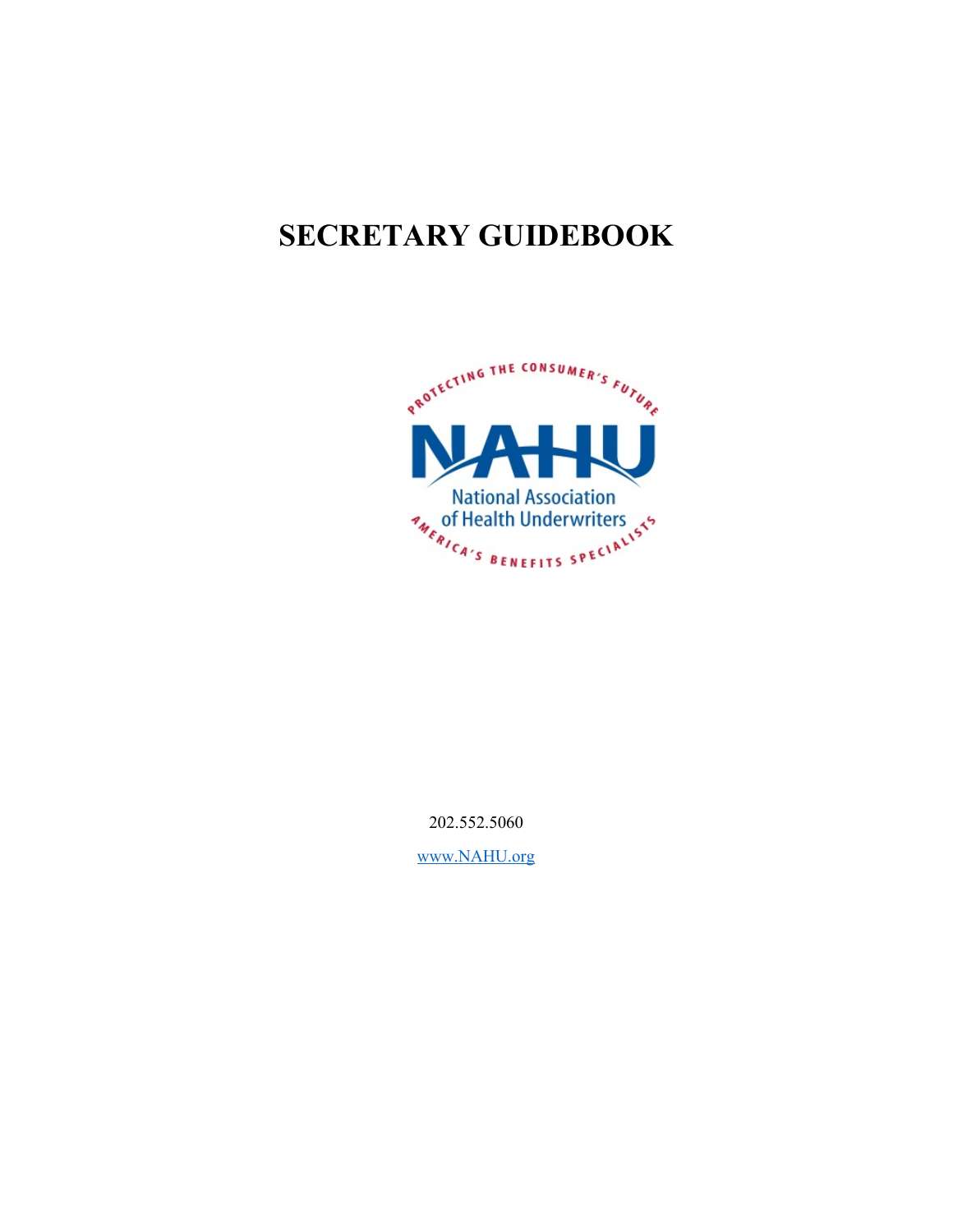# SECRETARY GUIDEBOOK

PROTECTING THE CONSUMER'S FUTURE

NAHU

National Association of Health Underwriters

AMERICA'S BENEFITS SPECIALISTS

202.552.5060

[www.NAHU.org](http://www.NAHU.org)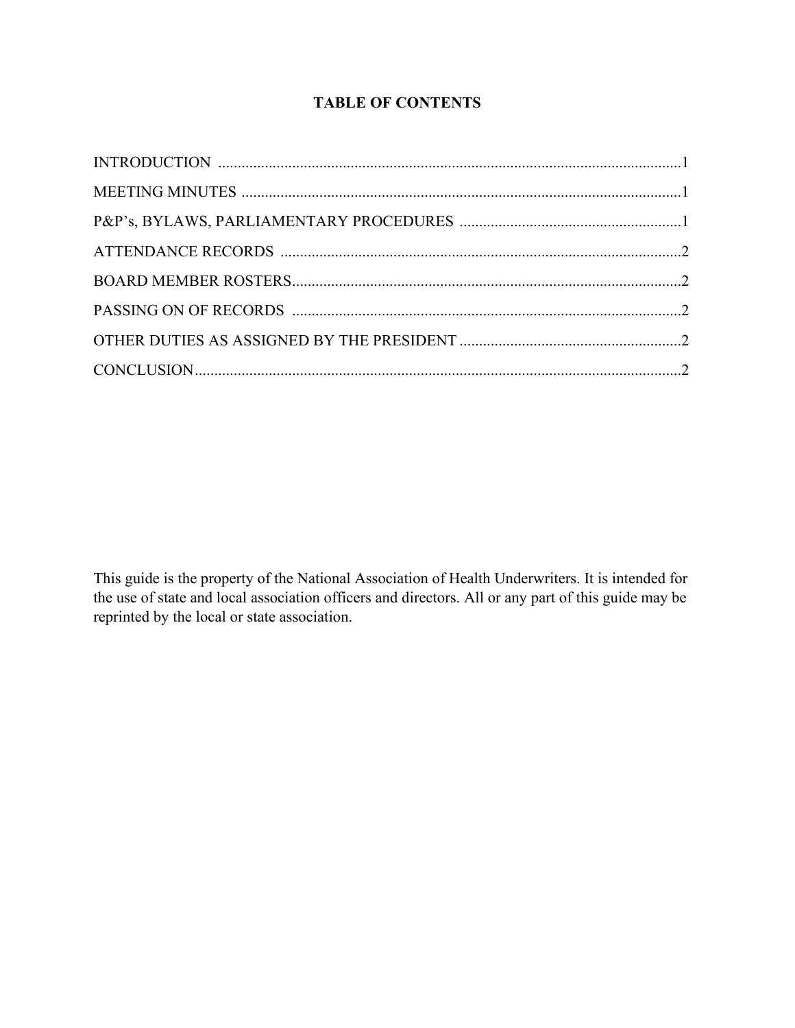# TABLE OF CONTENTS

INTRODUCTION ....................................................................................................................1

MEETING MINUTES ...............................................................................................................1

P&P's, BYLAWS, PARLIAMENTARY PROCEDURES .........................................................1

ATTENDANCE RECORDS ......................................................................................................2

BOARD MEMBER ROSTERS..................................................................................................2

PASSING ON OF RECORDS ...................................................................................................2

OTHER DUTIES AS ASSIGNED BY THE PRESIDENT .........................................................2

CONCLUSION..........................................................................................................................2

This guide is the property of the National Association of Health Underwriters. It is intended for the use of state and local association officers and directors. All or any part of this guide may be reprinted by the local or state association.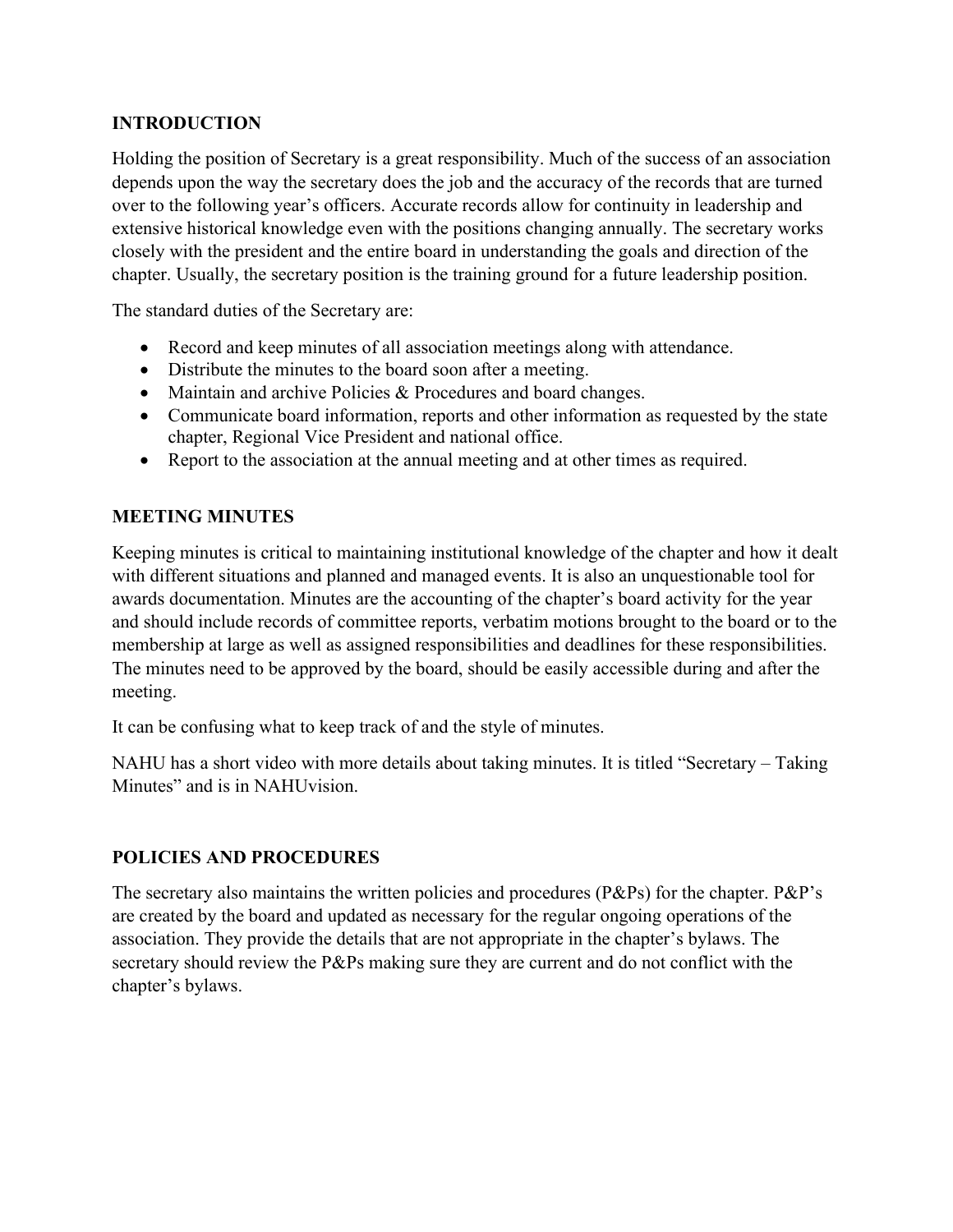## INTRODUCTION

Holding the position of Secretary is a great responsibility. Much of the success of an association depends upon the way the secretary does the job and the accuracy of the records that are turned over to the following year's officers. Accurate records allow for continuity in leadership and extensive historical knowledge even with the positions changing annually. The secretary works closely with the president and the entire board in understanding the goals and direction of the chapter. Usually, the secretary position is the training ground for a future leadership position.

The standard duties of the Secretary are:

- Record and keep minutes of all association meetings along with attendance.
- Distribute the minutes to the board soon after a meeting.
- Maintain and archive Policies & Procedures and board changes.
- Communicate board information, reports and other information as requested by the state chapter, Regional Vice President and national office.
- Report to the association at the annual meeting and at other times as required.

## MEETING MINUTES

Keeping minutes is critical to maintaining institutional knowledge of the chapter and how it dealt with different situations and planned and managed events. It is also an unquestionable tool for awards documentation. Minutes are the accounting of the chapter's board activity for the year and should include records of committee reports, verbatim motions brought to the board or to the membership at large as well as assigned responsibilities and deadlines for these responsibilities. The minutes need to be approved by the board, should be easily accessible during and after the meeting.

It can be confusing what to keep track of and the style of minutes.

NAHU has a short video with more details about taking minutes. It is titled "Secretary – Taking Minutes" and is in NAHUvision.

## POLICIES AND PROCEDURES

The secretary also maintains the written policies and procedures (P&Ps) for the chapter. P&P's are created by the board and updated as necessary for the regular ongoing operations of the association. They provide the details that are not appropriate in the chapter's bylaws. The secretary should review the P&Ps making sure they are current and do not conflict with the chapter's bylaws.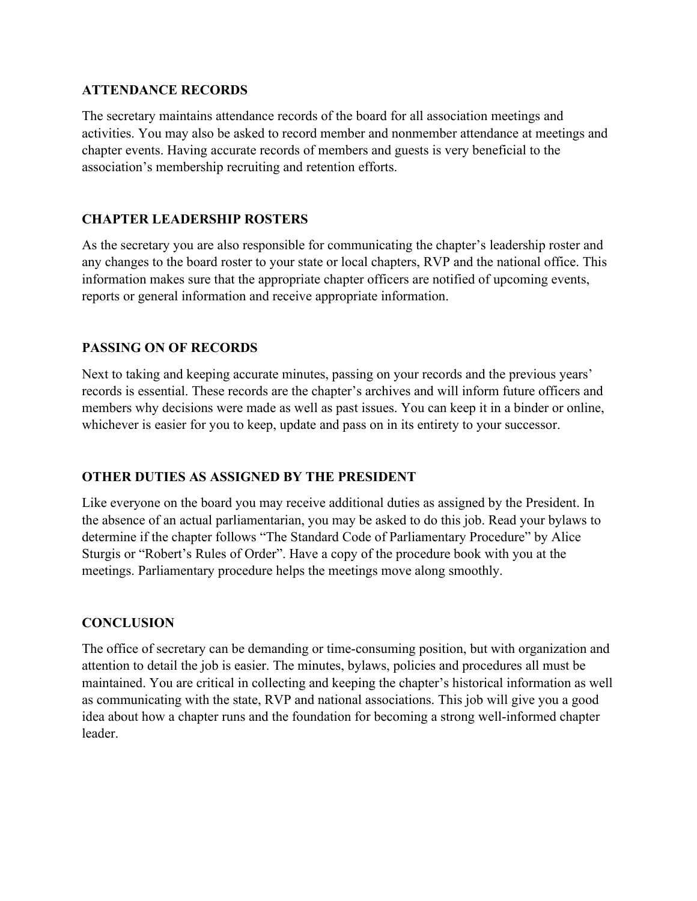## ATTENDANCE RECORDS

The secretary maintains attendance records of the board for all association meetings and activities. You may also be asked to record member and nonmember attendance at meetings and chapter events. Having accurate records of members and guests is very beneficial to the association's membership recruiting and retention efforts.

## CHAPTER LEADERSHIP ROSTERS

As the secretary you are also responsible for communicating the chapter's leadership roster and any changes to the board roster to your state or local chapters, RVP and the national office. This information makes sure that the appropriate chapter officers are notified of upcoming events, reports or general information and receive appropriate information.

## PASSING ON OF RECORDS

Next to taking and keeping accurate minutes, passing on your records and the previous years' records is essential. These records are the chapter's archives and will inform future officers and members why decisions were made as well as past issues. You can keep it in a binder or online, whichever is easier for you to keep, update and pass on in its entirety to your successor.

## OTHER DUTIES AS ASSIGNED BY THE PRESIDENT

Like everyone on the board you may receive additional duties as assigned by the President. In the absence of an actual parliamentarian, you may be asked to do this job. Read your bylaws to determine if the chapter follows "The Standard Code of Parliamentary Procedure" by Alice Sturgis or "Robert's Rules of Order". Have a copy of the procedure book with you at the meetings. Parliamentary procedure helps the meetings move along smoothly.

## CONCLUSION

The office of secretary can be demanding or time-consuming position, but with organization and attention to detail the job is easier. The minutes, bylaws, policies and procedures all must be maintained. You are critical in collecting and keeping the chapter's historical information as well as communicating with the state, RVP and national associations. This job will give you a good idea about how a chapter runs and the foundation for becoming a strong well-informed chapter leader.